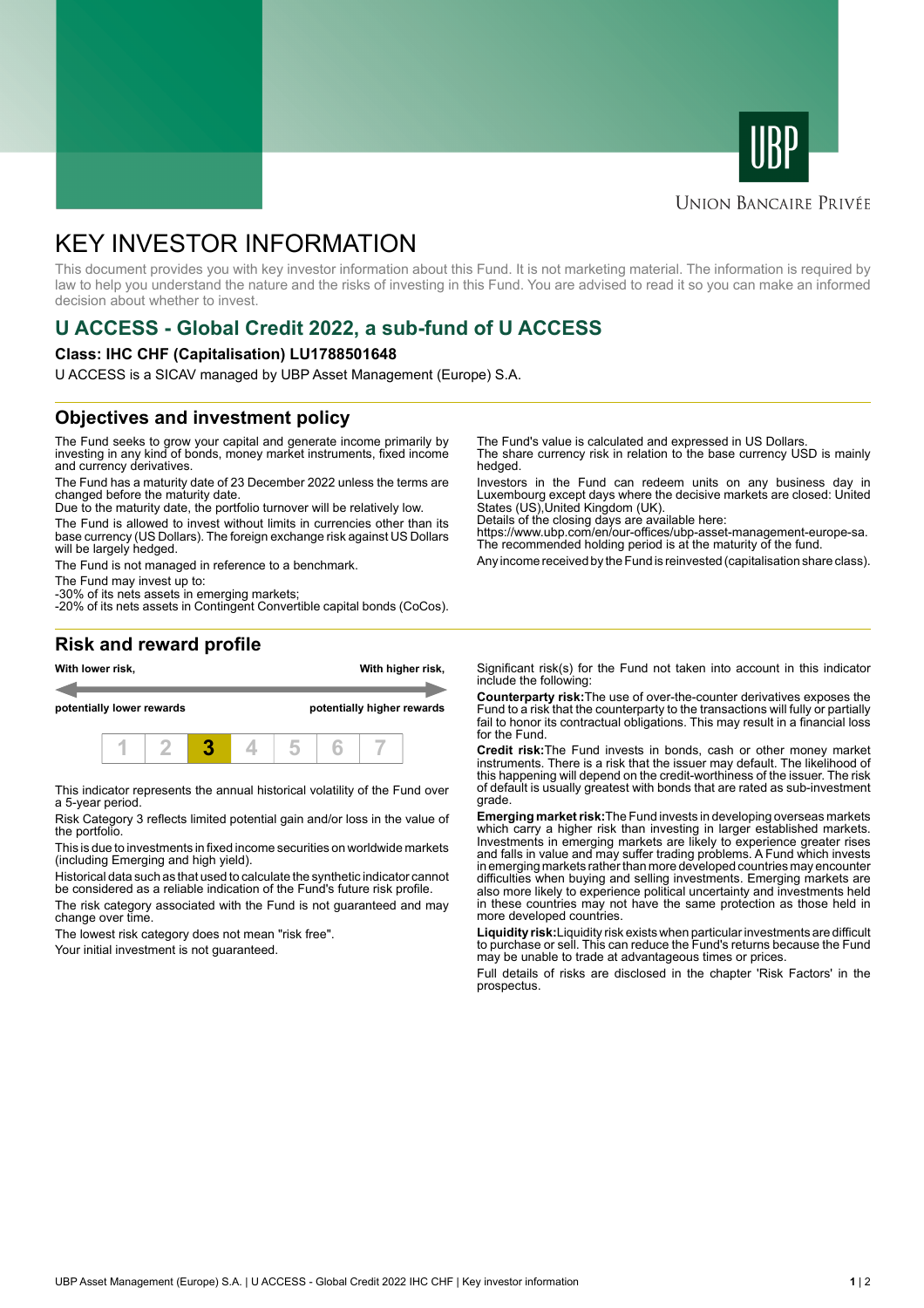UBP

UNION BANCAIRE PRIVÉE

# KEY INVESTOR INFORMATION

This document provides you with key investor information about this Fund. It is not marketing material. The information is required by law to help you understand the nature and the risks of investing in this Fund. You are advised to read it so you can make an informed decision about whether to invest.

## U ACCESS - Global Credit 2022, a sub-fund of U ACCESS

### Class: IHC CHF (Capitalisation) LU1788501648

U ACCESS is a SICAV managed by UBP Asset Management (Europe) S.A.

## Objectives and investment policy

The Fund seeks to grow your capital and generate income primarily by investing in any kind of bonds, money market instruments, fixed income and currency derivatives.

The Fund has a maturity date of 23 December 2022 unless the terms are changed before the maturity date.
Due to the maturity date, the portfolio turnover will be relatively low.

The Fund is allowed to invest without limits in currencies other than its base currency (US Dollars). The foreign exchange risk against US Dollars will be largely hedged.

The Fund is not managed in reference to a benchmark.

The Fund may invest up to:
-30% of its nets assets in emerging markets;
-20% of its nets assets in Contingent Convertible capital bonds (CoCos).

The Fund's value is calculated and expressed in US Dollars.
The share currency risk in relation to the base currency USD is mainly hedged.

Investors in the Fund can redeem units on any business day in Luxembourg except days where the decisive markets are closed: United States (US),United Kingdom (UK).
Details of the closing days are available here:
https://www.ubp.com/en/our-offices/ubp-asset-management-europe-sa.
The recommended holding period is at the maturity of the fund.

Any income received by the Fund is reinvested (capitalisation share class).

## Risk and reward profile

**With lower risk,** **potentially lower rewards** — **With higher risk,** **potentially higher rewards**

| 1 | 2 | **3** | 4 | 5 | 6 | 7 |
|---|---|---|---|---|---|---|

This indicator represents the annual historical volatility of the Fund over a 5-year period.

Risk Category 3 reflects limited potential gain and/or loss in the value of the portfolio.

This is due to investments in fixed income securities on worldwide markets (including Emerging and high yield).

Historical data such as that used to calculate the synthetic indicator cannot be considered as a reliable indication of the Fund's future risk profile.

The risk category associated with the Fund is not guaranteed and may change over time.

The lowest risk category does not mean "risk free".

Your initial investment is not guaranteed.

Significant risk(s) for the Fund not taken into account in this indicator include the following:

**Counterparty risk:** The use of over-the-counter derivatives exposes the Fund to a risk that the counterparty to the transactions will fully or partially fail to honor its contractual obligations. This may result in a financial loss for the Fund.

**Credit risk:** The Fund invests in bonds, cash or other money market instruments. There is a risk that the issuer may default. The likelihood of this happening will depend on the credit-worthiness of the issuer. The risk of default is usually greatest with bonds that are rated as sub-investment grade.

**Emerging market risk:** The Fund invests in developing overseas markets which carry a higher risk than investing in larger established markets. Investments in emerging markets are likely to experience greater rises and falls in value and may suffer trading problems. A Fund which invests in emerging markets rather than more developed countries may encounter difficulties when buying and selling investments. Emerging markets are also more likely to experience political uncertainty and investments held in these countries may not have the same protection as those held in more developed countries.

**Liquidity risk:** Liquidity risk exists when particular investments are difficult to purchase or sell. This can reduce the Fund's returns because the Fund may be unable to trade at advantageous times or prices.

Full details of risks are disclosed in the chapter 'Risk Factors' in the prospectus.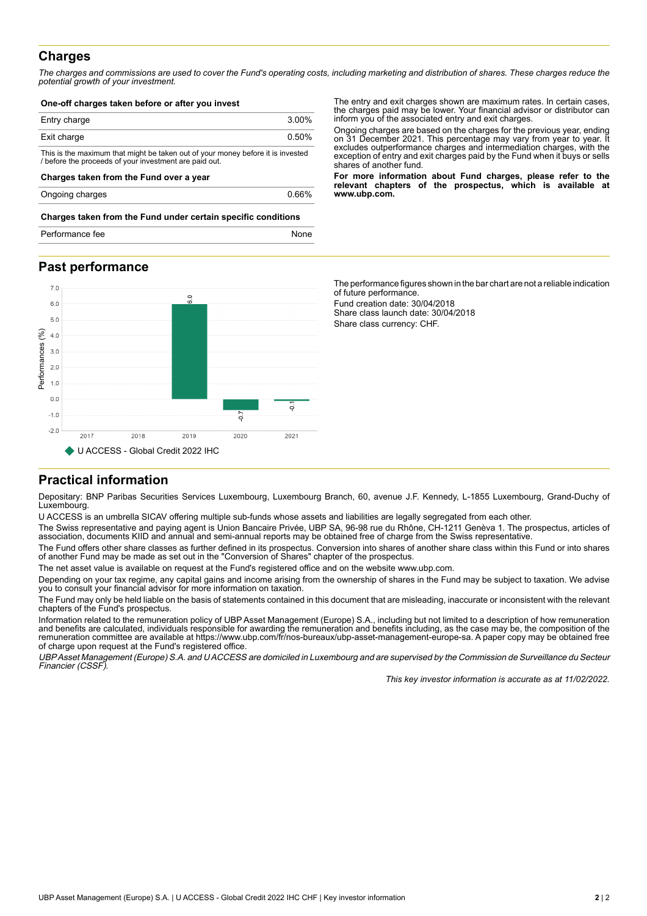## Charges

*The charges and commissions are used to cover the Fund's operating costs, including marketing and distribution of shares. These charges reduce the potential growth of your investment.*

| One-off charges taken before or after you invest | |
|---|---|
| Entry charge | 3.00% |
| Exit charge | 0.50% |

This is the maximum that might be taken out of your money before it is invested / before the proceeds of your investment are paid out.

| Charges taken from the Fund over a year | |
|---|---|
| Ongoing charges | 0.66% |

| Charges taken from the Fund under certain specific conditions | |
|---|---|
| Performance fee | None |

The entry and exit charges shown are maximum rates. In certain cases, the charges paid may be lower. Your financial advisor or distributor can inform you of the associated entry and exit charges.

Ongoing charges are based on the charges for the previous year, ending on 31 December 2021. This percentage may vary from year to year. It excludes outperformance charges and intermediation charges, with the exception of entry and exit charges paid by the Fund when it buys or sells shares of another fund.

**For more information about Fund charges, please refer to the relevant chapters of the prospectus, which is available at www.ubp.com.**

## Past performance

Performances (%)

7.0
6.0
5.0
4.0
3.0
2.0
1.0
0.0
-1.0
-2.0

2017
2018
2019
2020
2021

6.0
-0.7
-0.1

U ACCESS - Global Credit 2022 IHC

The performance figures shown in the bar chart are not a reliable indication of future performance.

Fund creation date: 30/04/2018

Share class launch date: 30/04/2018

Share class currency: CHF.

## Practical information

Depositary: BNP Paribas Securities Services Luxembourg, Luxembourg Branch, 60, avenue J.F. Kennedy, L-1855 Luxembourg, Grand-Duchy of Luxembourg.

U ACCESS is an umbrella SICAV offering multiple sub-funds whose assets and liabilities are legally segregated from each other.

The Swiss representative and paying agent is Union Bancaire Privée, UBP SA, 96-98 rue du Rhône, CH-1211 Genèva 1. The prospectus, articles of association, documents KIID and annual and semi-annual reports may be obtained free of charge from the Swiss representative.

The Fund offers other share classes as further defined in its prospectus. Conversion into shares of another share class within this Fund or into shares of another Fund may be made as set out in the "Conversion of Shares" chapter of the prospectus.

The net asset value is available on request at the Fund's registered office and on the website www.ubp.com.

Depending on your tax regime, any capital gains and income arising from the ownership of shares in the Fund may be subject to taxation. We advise you to consult your financial advisor for more information on taxation.

The Fund may only be held liable on the basis of statements contained in this document that are misleading, inaccurate or inconsistent with the relevant chapters of the Fund's prospectus.

Information related to the remuneration policy of UBP Asset Management (Europe) S.A., including but not limited to a description of how remuneration and benefits are calculated, individuals responsible for awarding the remuneration and benefits including, as the case may be, the composition of the remuneration committee are available at https://www.ubp.com/fr/nos-bureaux/ubp-asset-management-europe-sa. A paper copy may be obtained free of charge upon request at the Fund's registered office.

*UBP Asset Management (Europe) S.A. and U ACCESS are domiciled in Luxembourg and are supervised by the Commission de Surveillance du Secteur Financier (CSSF).*

*This key investor information is accurate as at 11/02/2022.*